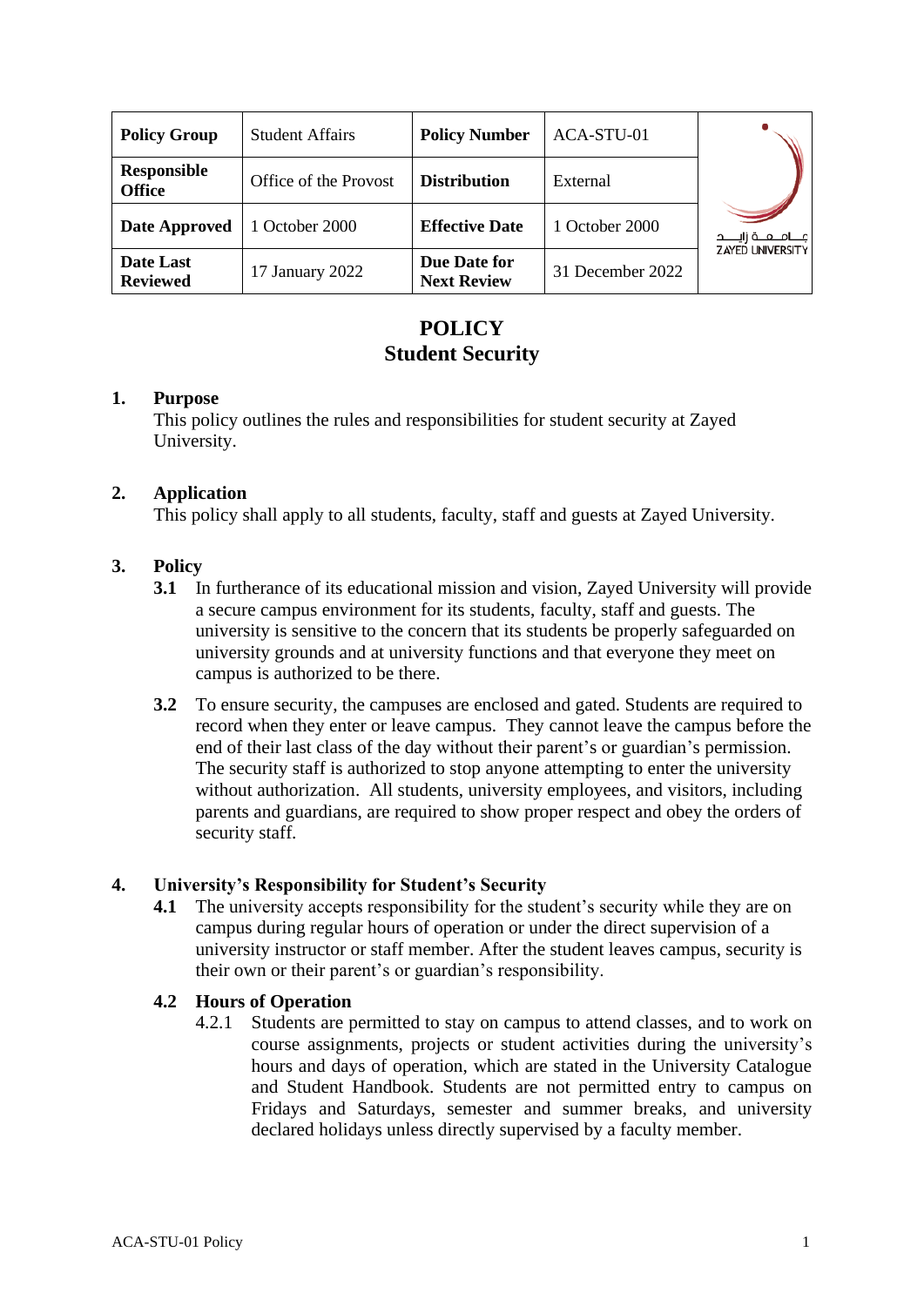| Policy Group | Student Affairs | Policy Number | ACA-STU-01 |
|---|---|---|---|
| Responsible Office | Office of the Provost | Distribution | External |
| Date Approved | 1 October 2000 | Effective Date | 1 October 2000 |
| Date Last Reviewed | 17 January 2022 | Due Date for Next Review | 31 December 2022 |

# POLICY
# Student Security

## 1. Purpose

This policy outlines the rules and responsibilities for student security at Zayed University.

## 2. Application

This policy shall apply to all students, faculty, staff and guests at Zayed University.

## 3. Policy

**3.1** In furtherance of its educational mission and vision, Zayed University will provide a secure campus environment for its students, faculty, staff and guests. The university is sensitive to the concern that its students be properly safeguarded on university grounds and at university functions and that everyone they meet on campus is authorized to be there.

**3.2** To ensure security, the campuses are enclosed and gated. Students are required to record when they enter or leave campus. They cannot leave the campus before the end of their last class of the day without their parent's or guardian's permission. The security staff is authorized to stop anyone attempting to enter the university without authorization. All students, university employees, and visitors, including parents and guardians, are required to show proper respect and obey the orders of security staff.

## 4. University's Responsibility for Student's Security

**4.1** The university accepts responsibility for the student's security while they are on campus during regular hours of operation or under the direct supervision of a university instructor or staff member. After the student leaves campus, security is their own or their parent's or guardian's responsibility.

### 4.2 Hours of Operation

4.2.1 Students are permitted to stay on campus to attend classes, and to work on course assignments, projects or student activities during the university's hours and days of operation, which are stated in the University Catalogue and Student Handbook. Students are not permitted entry to campus on Fridays and Saturdays, semester and summer breaks, and university declared holidays unless directly supervised by a faculty member.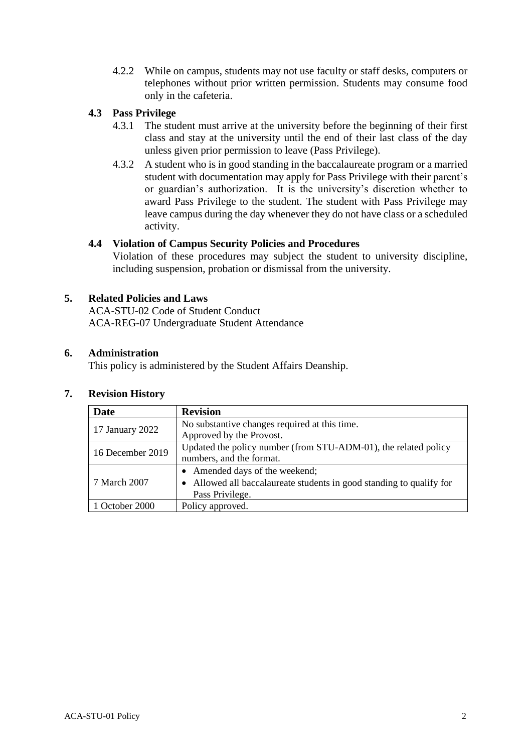4.2.2 While on campus, students may not use faculty or staff desks, computers or telephones without prior written permission. Students may consume food only in the cafeteria.

### 4.3 Pass Privilege

4.3.1 The student must arrive at the university before the beginning of their first class and stay at the university until the end of their last class of the day unless given prior permission to leave (Pass Privilege).

4.3.2 A student who is in good standing in the baccalaureate program or a married student with documentation may apply for Pass Privilege with their parent's or guardian's authorization. It is the university's discretion whether to award Pass Privilege to the student. The student with Pass Privilege may leave campus during the day whenever they do not have class or a scheduled activity.

### 4.4 Violation of Campus Security Policies and Procedures

Violation of these procedures may subject the student to university discipline, including suspension, probation or dismissal from the university.

## 5. Related Policies and Laws

ACA-STU-02 Code of Student Conduct
ACA-REG-07 Undergraduate Student Attendance

## 6. Administration

This policy is administered by the Student Affairs Deanship.

## 7. Revision History

| Date | Revision |
|---|---|
| 17 January 2022 | No substantive changes required at this time. Approved by the Provost. |
| 16 December 2019 | Updated the policy number (from STU-ADM-01), the related policy numbers, and the format. |
| 7 March 2007 | • Amended days of the weekend; • Allowed all baccalaureate students in good standing to qualify for Pass Privilege. |
| 1 October 2000 | Policy approved. |